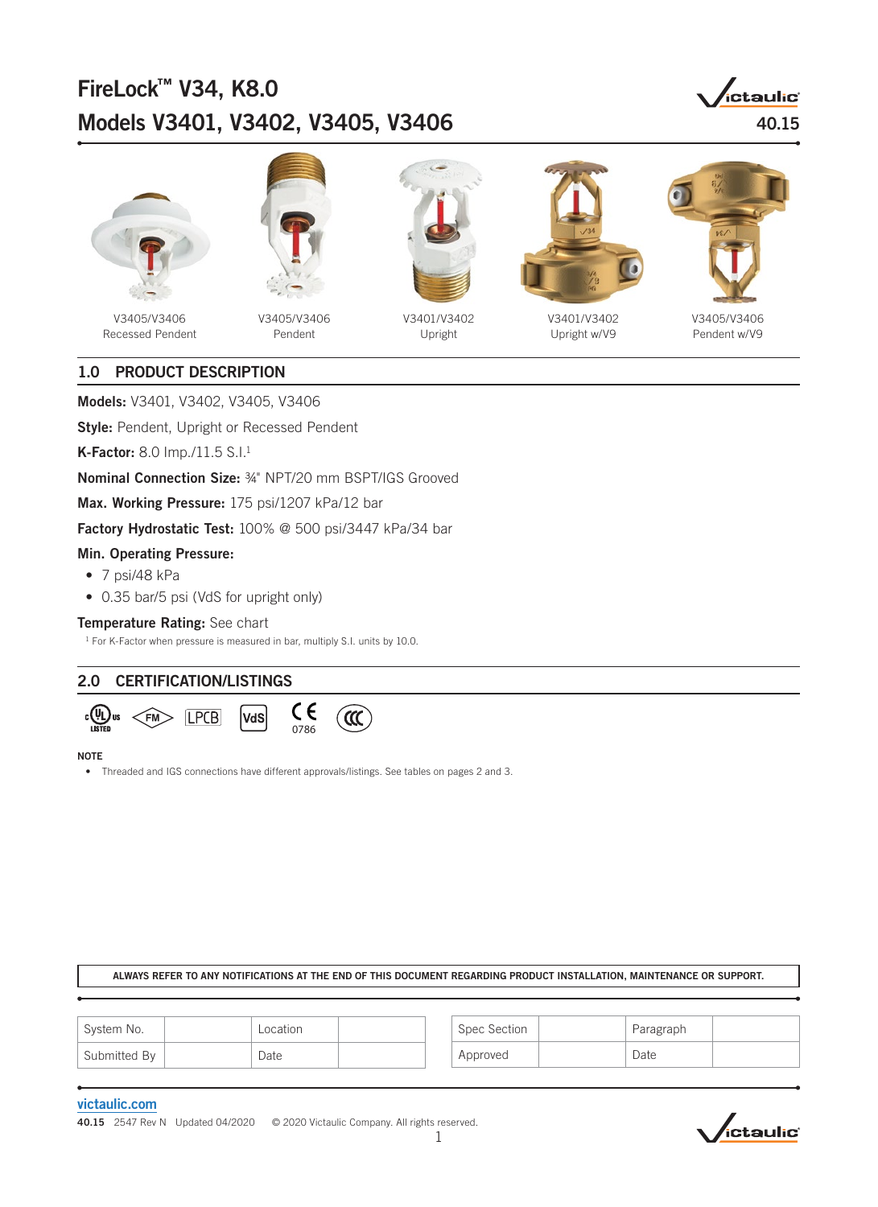# FireLock™ V34, K8.0
# Models V3401, V3402, V3405, V3406

40.15

V3405/V3406
Recessed Pendent

V3405/V3406
Pendent

V3401/V3402
Upright

V3401/V3402
Upright w/V9

V3405/V3406
Pendent w/V9

## 1.0 PRODUCT DESCRIPTION

**Models:** V3401, V3402, V3405, V3406

**Style:** Pendent, Upright or Recessed Pendent

**K-Factor:** 8.0 Imp./11.5 S.I.[1]

**Nominal Connection Size:** ¾" NPT/20 mm BSPT/IGS Grooved

**Max. Working Pressure:** 175 psi/1207 kPa/12 bar

**Factory Hydrostatic Test:** 100% @ 500 psi/3447 kPa/34 bar

**Min. Operating Pressure:**

- 7 psi/48 kPa
- 0.35 bar/5 psi (VdS for upright only)

**Temperature Rating:** See chart

[1] For K-Factor when pressure is measured in bar, multiply S.I. units by 10.0.

## 2.0 CERTIFICATION/LISTINGS

cULus LISTED, FM, LPCB, VdS, CE 0786, CCC

**NOTE**

- Threaded and IGS connections have different approvals/listings. See tables on pages 2 and 3.

**ALWAYS REFER TO ANY NOTIFICATIONS AT THE END OF THIS DOCUMENT REGARDING PRODUCT INSTALLATION, MAINTENANCE OR SUPPORT.**

| System No. | | Location | |
|---|---|---|---|
| Submitted By | | Date | |

| Spec Section | | Paragraph | |
|---|---|---|---|
| Approved | | Date | |

victaulic.com

40.15 2547 Rev N Updated 04/2020 © 2020 Victaulic Company. All rights reserved.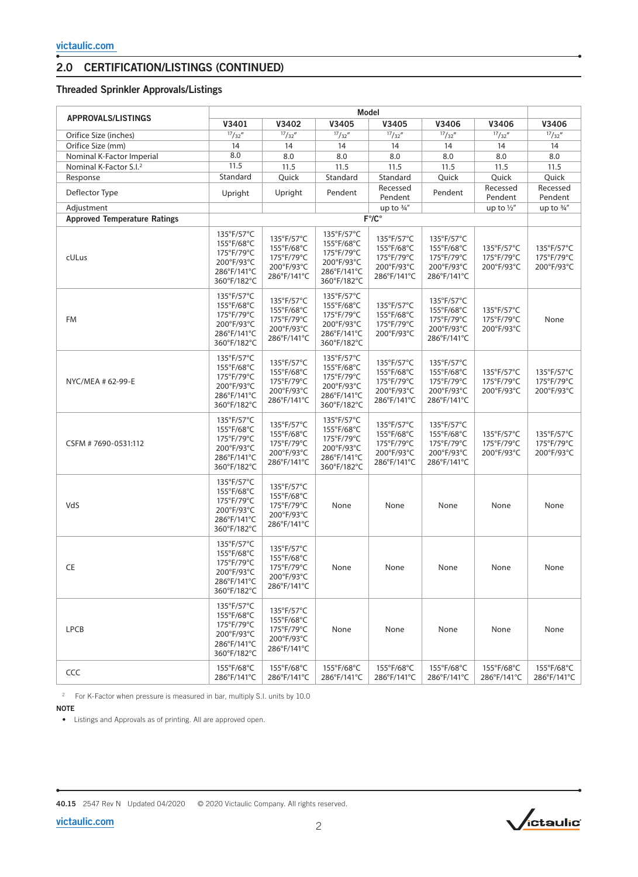## 2.0 CERTIFICATION/LISTINGS (CONTINUED)

### Threaded Sprinkler Approvals/Listings

| APPROVALS/LISTINGS | Model | | | | | | |
|---|---|---|---|---|---|---|---|
| | V3401 | V3402 | V3405 | V3405 | V3406 | V3406 | V3406 |
| Orifice Size (inches) | 17/32" | 17/32" | 17/32" | 17/32" | 17/32" | 17/32" | 17/32" |
| Orifice Size (mm) | 14 | 14 | 14 | 14 | 14 | 14 | 14 |
| Nominal K-Factor Imperial | 8.0 | 8.0 | 8.0 | 8.0 | 8.0 | 8.0 | 8.0 |
| Nominal K-Factor S.I.[2] | 11.5 | 11.5 | 11.5 | 11.5 | 11.5 | 11.5 | 11.5 |
| Response | Standard | Quick | Standard | Standard | Quick | Quick | Quick |
| Deflector Type | Upright | Upright | Pendent | Recessed Pendent | Pendent | Recessed Pendent | Recessed Pendent |
| Adjustment | | | | up to ¾" | | up to ½" | up to ¾" |
| **Approved Temperature Ratings** | F°/C° | | | | | | |
| cULus | 135°F/57°C<br>155°F/68°C<br>175°F/79°C<br>200°F/93°C<br>286°F/141°C<br>360°F/182°C | 135°F/57°C<br>155°F/68°C<br>175°F/79°C<br>200°F/93°C<br>286°F/141°C | 135°F/57°C<br>155°F/68°C<br>175°F/79°C<br>200°F/93°C<br>286°F/141°C<br>360°F/182°C | 135°F/57°C<br>155°F/68°C<br>175°F/79°C<br>200°F/93°C<br>286°F/141°C | 135°F/57°C<br>155°F/68°C<br>175°F/79°C<br>200°F/93°C<br>286°F/141°C | 135°F/57°C<br>175°F/79°C<br>200°F/93°C | 135°F/57°C<br>175°F/79°C<br>200°F/93°C |
| FM | 135°F/57°C<br>155°F/68°C<br>175°F/79°C<br>200°F/93°C<br>286°F/141°C<br>360°F/182°C | 135°F/57°C<br>155°F/68°C<br>175°F/79°C<br>200°F/93°C<br>286°F/141°C | 135°F/57°C<br>155°F/68°C<br>175°F/79°C<br>200°F/93°C<br>286°F/141°C<br>360°F/182°C | 135°F/57°C<br>155°F/68°C<br>175°F/79°C<br>200°F/93°C | 135°F/57°C<br>155°F/68°C<br>175°F/79°C<br>200°F/93°C<br>286°F/141°C | 135°F/57°C<br>175°F/79°C<br>200°F/93°C | None |
| NYC/MEA # 62-99-E | 135°F/57°C<br>155°F/68°C<br>175°F/79°C<br>200°F/93°C<br>286°F/141°C<br>360°F/182°C | 135°F/57°C<br>155°F/68°C<br>175°F/79°C<br>200°F/93°C<br>286°F/141°C | 135°F/57°C<br>155°F/68°C<br>175°F/79°C<br>200°F/93°C<br>286°F/141°C<br>360°F/182°C | 135°F/57°C<br>155°F/68°C<br>175°F/79°C<br>200°F/93°C<br>286°F/141°C | 135°F/57°C<br>155°F/68°C<br>175°F/79°C<br>200°F/93°C<br>286°F/141°C | 135°F/57°C<br>175°F/79°C<br>200°F/93°C | 135°F/57°C<br>175°F/79°C<br>200°F/93°C |
| CSFM # 7690-0531:112 | 135°F/57°C<br>155°F/68°C<br>175°F/79°C<br>200°F/93°C<br>286°F/141°C<br>360°F/182°C | 135°F/57°C<br>155°F/68°C<br>175°F/79°C<br>200°F/93°C<br>286°F/141°C | 135°F/57°C<br>155°F/68°C<br>175°F/79°C<br>200°F/93°C<br>286°F/141°C<br>360°F/182°C | 135°F/57°C<br>155°F/68°C<br>175°F/79°C<br>200°F/93°C<br>286°F/141°C | 135°F/57°C<br>155°F/68°C<br>175°F/79°C<br>200°F/93°C<br>286°F/141°C | 135°F/57°C<br>175°F/79°C<br>200°F/93°C | 135°F/57°C<br>175°F/79°C<br>200°F/93°C |
| VdS | 135°F/57°C<br>155°F/68°C<br>175°F/79°C<br>200°F/93°C<br>286°F/141°C<br>360°F/182°C | 135°F/57°C<br>155°F/68°C<br>175°F/79°C<br>200°F/93°C<br>286°F/141°C | None | None | None | None | None |
| CE | 135°F/57°C<br>155°F/68°C<br>175°F/79°C<br>200°F/93°C<br>286°F/141°C<br>360°F/182°C | 135°F/57°C<br>155°F/68°C<br>175°F/79°C<br>200°F/93°C<br>286°F/141°C | None | None | None | None | None |
| LPCB | 135°F/57°C<br>155°F/68°C<br>175°F/79°C<br>200°F/93°C<br>286°F/141°C<br>360°F/182°C | 135°F/57°C<br>155°F/68°C<br>175°F/79°C<br>200°F/93°C<br>286°F/141°C | None | None | None | None | None |
| CCC | 155°F/68°C<br>286°F/141°C | 155°F/68°C<br>286°F/141°C | 155°F/68°C<br>286°F/141°C | 155°F/68°C<br>286°F/141°C | 155°F/68°C<br>286°F/141°C | 155°F/68°C<br>286°F/141°C | 155°F/68°C<br>286°F/141°C |

[2] For K-Factor when pressure is measured in bar, multiply S.I. units by 10.0

**NOTE**

- Listings and Approvals as of printing. All are approved open.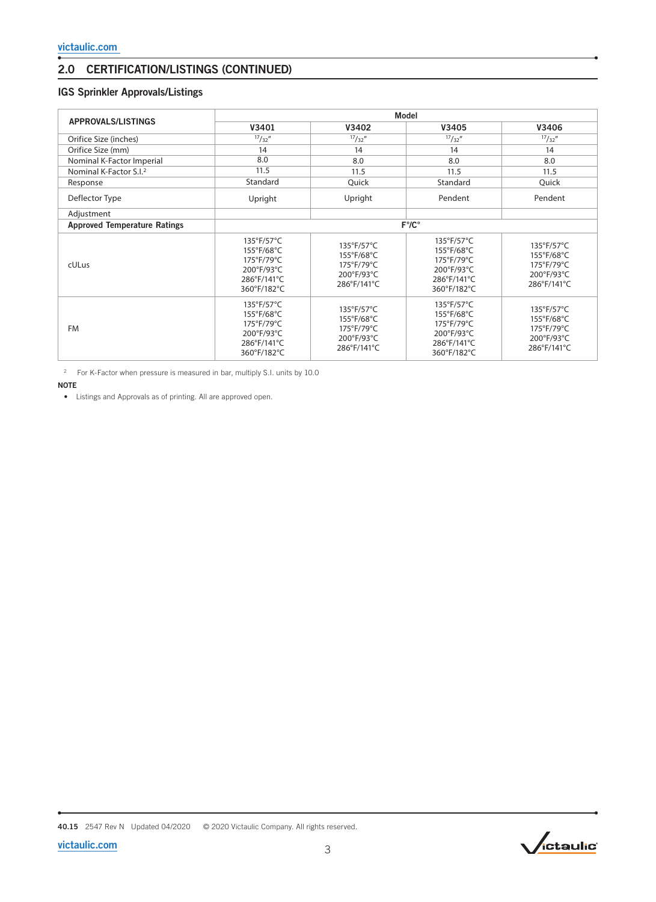## 2.0 CERTIFICATION/LISTINGS (CONTINUED)

### IGS Sprinkler Approvals/Listings

| APPROVALS/LISTINGS | Model | | | |
|---|---|---|---|---|
| | V3401 | V3402 | V3405 | V3406 |
| Orifice Size (inches) | 17/32" | 17/32" | 17/32" | 17/32" |
| Orifice Size (mm) | 14 | 14 | 14 | 14 |
| Nominal K-Factor Imperial | 8.0 | 8.0 | 8.0 | 8.0 |
| Nominal K-Factor S.I.[2] | 11.5 | 11.5 | 11.5 | 11.5 |
| Response | Standard | Quick | Standard | Quick |
| Deflector Type | Upright | Upright | Pendent | Pendent |
| Adjustment | | | | |
| **Approved Temperature Ratings** | F°/C° | | | |
| cULus | 135°F/57°C<br>155°F/68°C<br>175°F/79°C<br>200°F/93°C<br>286°F/141°C<br>360°F/182°C | 135°F/57°C<br>155°F/68°C<br>175°F/79°C<br>200°F/93°C<br>286°F/141°C | 135°F/57°C<br>155°F/68°C<br>175°F/79°C<br>200°F/93°C<br>286°F/141°C<br>360°F/182°C | 135°F/57°C<br>155°F/68°C<br>175°F/79°C<br>200°F/93°C<br>286°F/141°C |
| FM | 135°F/57°C<br>155°F/68°C<br>175°F/79°C<br>200°F/93°C<br>286°F/141°C<br>360°F/182°C | 135°F/57°C<br>155°F/68°C<br>175°F/79°C<br>200°F/93°C<br>286°F/141°C | 135°F/57°C<br>155°F/68°C<br>175°F/79°C<br>200°F/93°C<br>286°F/141°C<br>360°F/182°C | 135°F/57°C<br>155°F/68°C<br>175°F/79°C<br>200°F/93°C<br>286°F/141°C |

[2] For K-Factor when pressure is measured in bar, multiply S.I. units by 10.0

**NOTE**

- Listings and Approvals as of printing. All are approved open.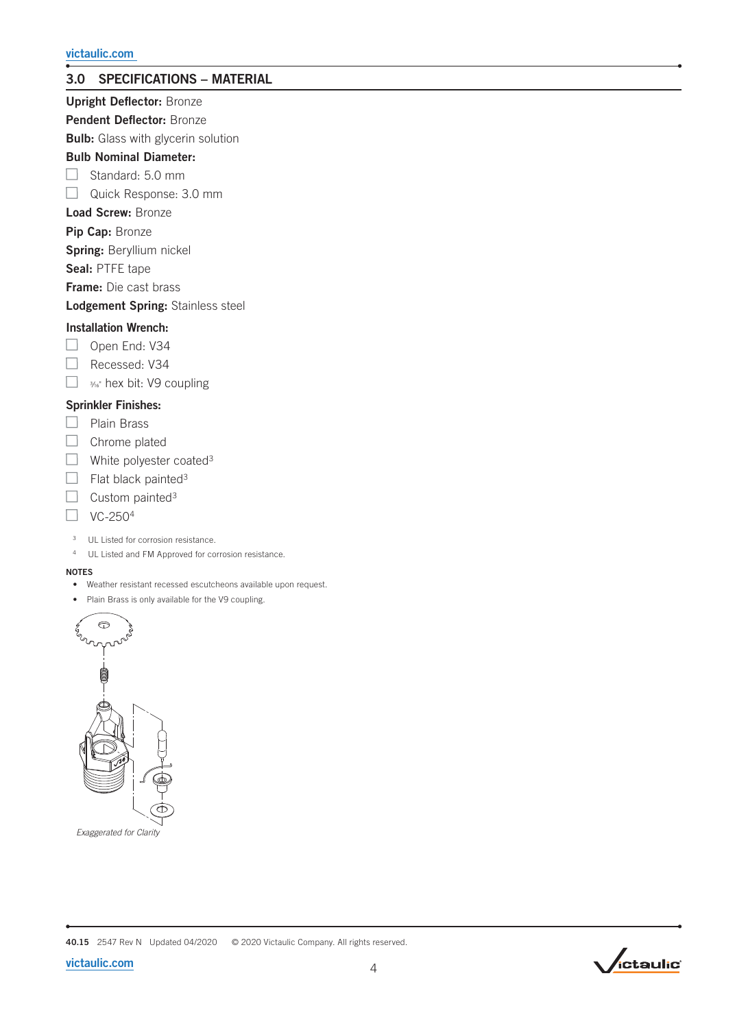## 3.0 SPECIFICATIONS – MATERIAL

**Upright Deflector:** Bronze

**Pendent Deflector:** Bronze

**Bulb:** Glass with glycerin solution

**Bulb Nominal Diameter:**

- ☐ Standard: 5.0 mm
- ☐ Quick Response: 3.0 mm

**Load Screw:** Bronze

**Pip Cap:** Bronze

**Spring:** Beryllium nickel

**Seal:** PTFE tape

**Frame:** Die cast brass

**Lodgement Spring:** Stainless steel

**Installation Wrench:**

- ☐ Open End: V34
- ☐ Recessed: V34
- ☐ 5/16" hex bit: V9 coupling

**Sprinkler Finishes:**

- ☐ Plain Brass
- ☐ Chrome plated
- ☐ White polyester coated[3]
- ☐ Flat black painted[3]
- ☐ Custom painted[3]
- ☐ VC-250[4]

[3] UL Listed for corrosion resistance.

[4] UL Listed and FM Approved for corrosion resistance.

**NOTES**

- Weather resistant recessed escutcheons available upon request.
- Plain Brass is only available for the V9 coupling.

*Exaggerated for Clarity*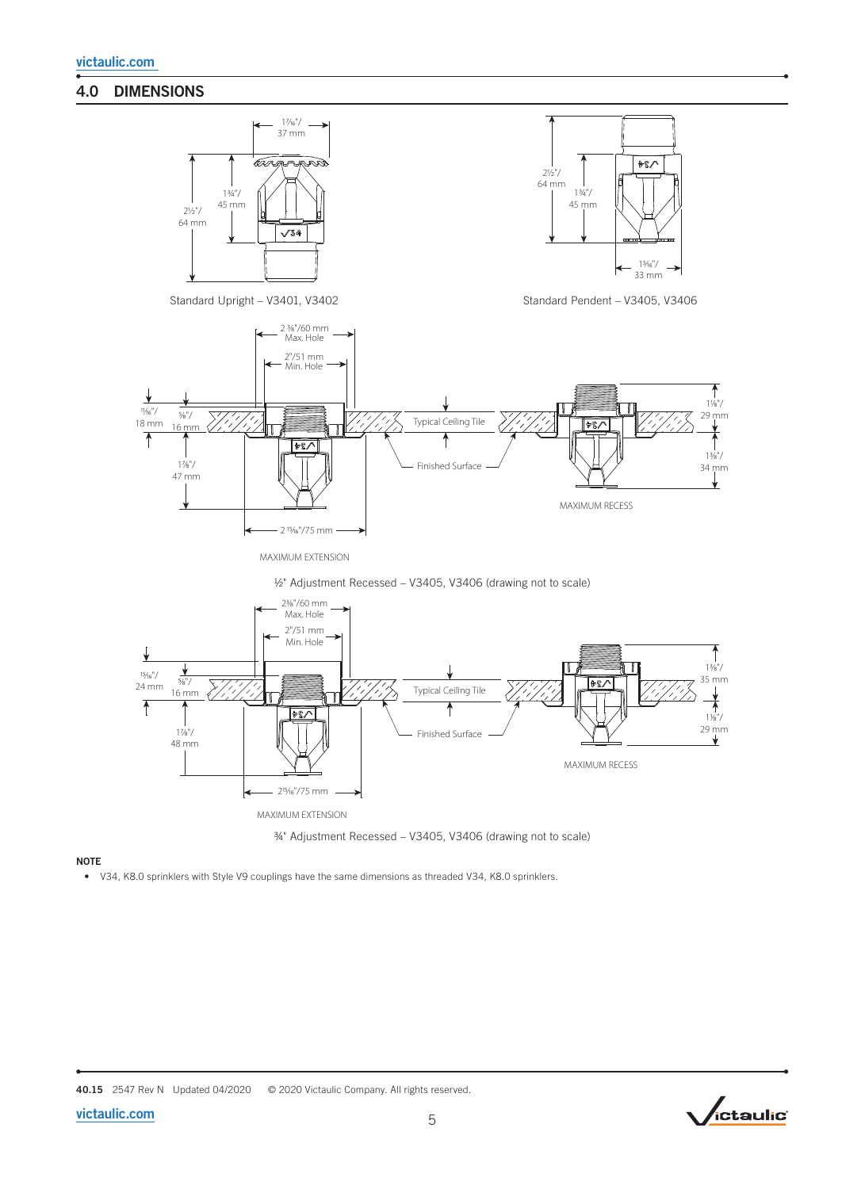## 4.0 DIMENSIONS

1⁷⁄₁₆"/ 37 mm

1¾"/ 45 mm

2½"/ 64 mm

Standard Upright – V3401, V3402

2½"/ 64 mm

1¾"/ 45 mm

1⁵⁄₁₆"/ 33 mm

Standard Pendent – V3405, V3406

2 ⅜"/60 mm Max. Hole

2"/51 mm Min. Hole

¹¹⁄₁₆"/ 18 mm

⅝"/ 16 mm

1⅞"/ 47 mm

2 ¹⁵⁄₁₆"/75 mm

MAXIMUM EXTENSION

Typical Ceiling Tile

Finished Surface

1⅛"/ 29 mm

1⅜"/ 34 mm

MAXIMUM RECESS

½" Adjustment Recessed – V3405, V3406 (drawing not to scale)

2⅜"/60 mm Max. Hole

2"/51 mm Min. Hole

¹⁵⁄₁₆"/ 24 mm

⅝"/ 16 mm

1⅞"/ 48 mm

2¹⁵⁄₁₆"/75 mm

MAXIMUM EXTENSION

Typical Ceiling Tile

Finished Surface

1⅜"/ 35 mm

1⅛"/ 29 mm

MAXIMUM RECESS

¾" Adjustment Recessed – V3405, V3406 (drawing not to scale)

**NOTE**

- V34, K8.0 sprinklers with Style V9 couplings have the same dimensions as threaded V34, K8.0 sprinklers.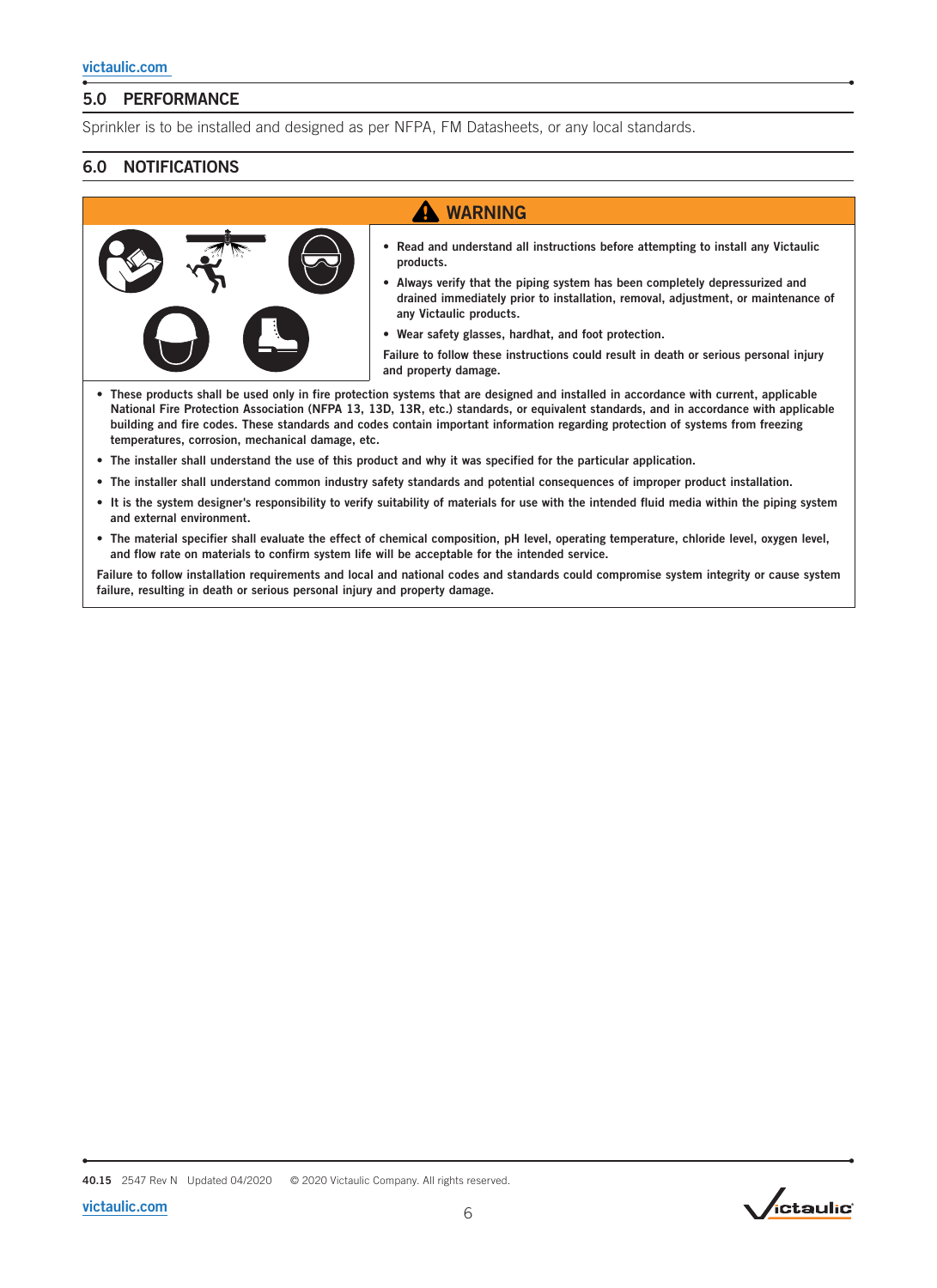## 5.0 PERFORMANCE

Sprinkler is to be installed and designed as per NFPA, FM Datasheets, or any local standards.

## 6.0 NOTIFICATIONS

**⚠ WARNING**

- **Read and understand all instructions before attempting to install any Victaulic products.**
- **Always verify that the piping system has been completely depressurized and drained immediately prior to installation, removal, adjustment, or maintenance of any Victaulic products.**
- **Wear safety glasses, hardhat, and foot protection.**

**Failure to follow these instructions could result in death or serious personal injury and property damage.**

- **These products shall be used only in fire protection systems that are designed and installed in accordance with current, applicable National Fire Protection Association (NFPA 13, 13D, 13R, etc.) standards, or equivalent standards, and in accordance with applicable building and fire codes. These standards and codes contain important information regarding protection of systems from freezing temperatures, corrosion, mechanical damage, etc.**
- **The installer shall understand the use of this product and why it was specified for the particular application.**
- **The installer shall understand common industry safety standards and potential consequences of improper product installation.**
- **It is the system designer's responsibility to verify suitability of materials for use with the intended fluid media within the piping system and external environment.**
- **The material specifier shall evaluate the effect of chemical composition, pH level, operating temperature, chloride level, oxygen level, and flow rate on materials to confirm system life will be acceptable for the intended service.**

**Failure to follow installation requirements and local and national codes and standards could compromise system integrity or cause system failure, resulting in death or serious personal injury and property damage.**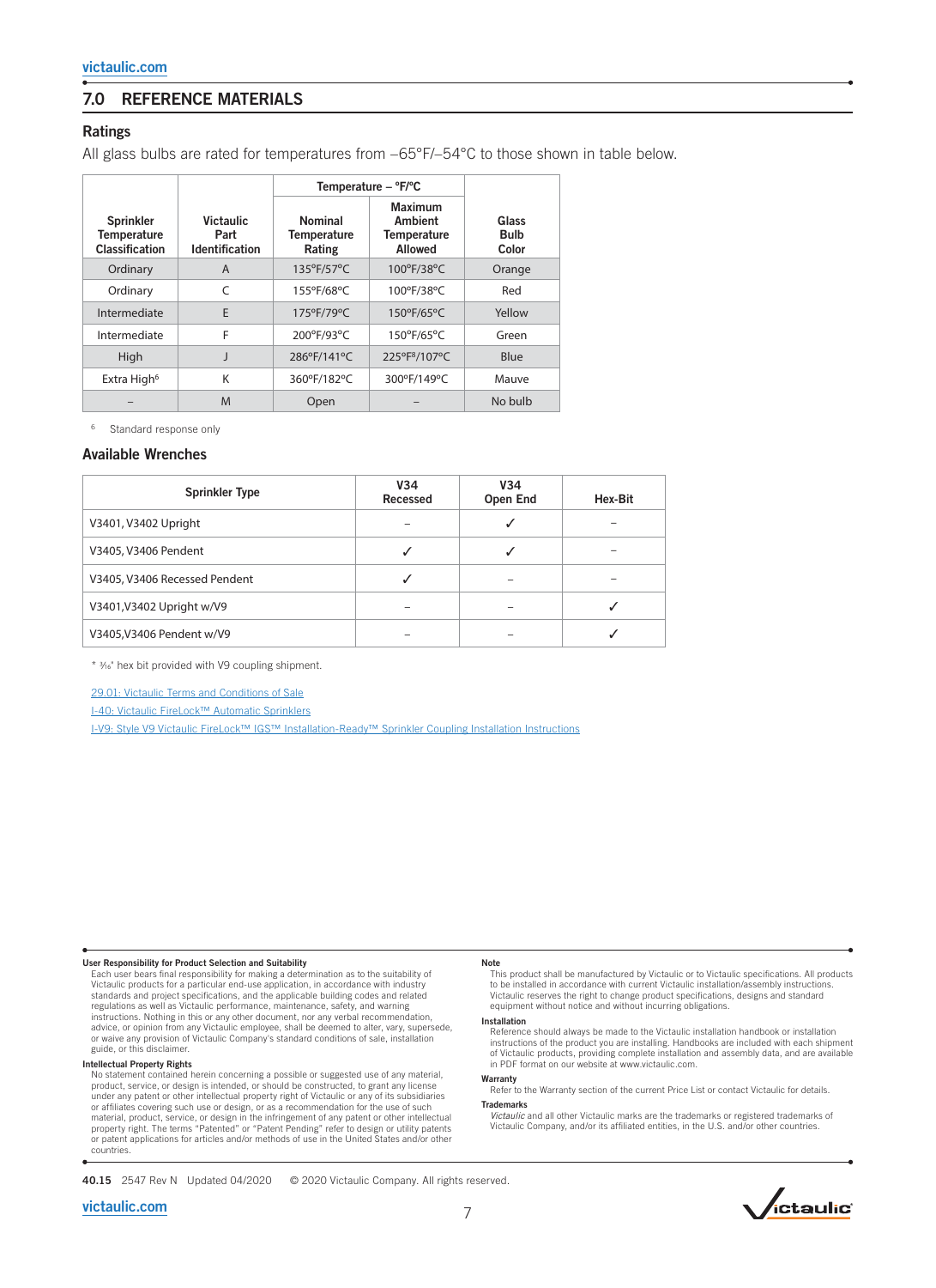## 7.0 REFERENCE MATERIALS

### Ratings

All glass bulbs are rated for temperatures from –65°F/–54°C to those shown in table below.

| Sprinkler Temperature Classification | Victaulic Part Identification | Temperature – °F/°C | | Glass Bulb Color |
|---|---|---|---|---|
| | | Nominal Temperature Rating | Maximum Ambient Temperature Allowed | |
| Ordinary | A | 135°F/57°C | 100°F/38°C | Orange |
| Ordinary | C | 155°F/68°C | 100°F/38°C | Red |
| Intermediate | E | 175°F/79°C | 150°F/65°C | Yellow |
| Intermediate | F | 200°F/93°C | 150°F/65°C | Green |
| High | J | 286°F/141°C | 225°F[8]/107°C | Blue |
| Extra High[6] | K | 360°F/182°C | 300°F/149°C | Mauve |
| – | M | Open | – | No bulb |

[6] Standard response only

### Available Wrenches

| Sprinkler Type | V34 Recessed | V34 Open End | Hex-Bit |
|---|---|---|---|
| V3401, V3402 Upright | – | ✓ | – |
| V3405, V3406 Pendent | ✓ | ✓ | – |
| V3405, V3406 Recessed Pendent | ✓ | – | – |
| V3401,V3402 Upright w/V9 | – | – | ✓ |
| V3405,V3406 Pendent w/V9 | – | – | ✓ |

* 3/16" hex bit provided with V9 coupling shipment.

29.01: Victaulic Terms and Conditions of Sale

I-40: Victaulic FireLock™ Automatic Sprinklers

I-V9: Style V9 Victaulic FireLock™ IGS™ Installation-Ready™ Sprinkler Coupling Installation Instructions

**User Responsibility for Product Selection and Suitability**

Each user bears final responsibility for making a determination as to the suitability of Victaulic products for a particular end-use application, in accordance with industry standards and project specifications, and the applicable building codes and related regulations as well as Victaulic performance, maintenance, safety, and warning instructions. Nothing in this or any other document, nor any verbal recommendation, advice, or opinion from any Victaulic employee, shall be deemed to alter, vary, supersede, or waive any provision of Victaulic Company's standard conditions of sale, installation guide, or this disclaimer.

**Intellectual Property Rights**

No statement contained herein concerning a possible or suggested use of any material, product, service, or design is intended, or should be constructed, to grant any license under any patent or other intellectual property right of Victaulic or any of its subsidiaries or affiliates covering such use or design, or as a recommendation for the use of such material, product, service, or design in the infringement of any patent or other intellectual property right. The terms "Patented" or "Patent Pending" refer to design or utility patents or patent applications for articles and/or methods of use in the United States and/or other countries.

**Note**

This product shall be manufactured by Victaulic or to Victaulic specifications. All products to be installed in accordance with current Victaulic installation/assembly instructions. Victaulic reserves the right to change product specifications, designs and standard equipment without notice and without incurring obligations.

**Installation**

Reference should always be made to the Victaulic installation handbook or installation instructions of the product you are installing. Handbooks are included with each shipment of Victaulic products, providing complete installation and assembly data, and are available in PDF format on our website at www.victaulic.com.

**Warranty**

Refer to the Warranty section of the current Price List or contact Victaulic for details.

**Trademarks**

*Victaulic* and all other Victaulic marks are the trademarks or registered trademarks of Victaulic Company, and/or its affiliated entities, in the U.S. and/or other countries.

**40.15** 2547 Rev N Updated 04/2020 © 2020 Victaulic Company. All rights reserved.